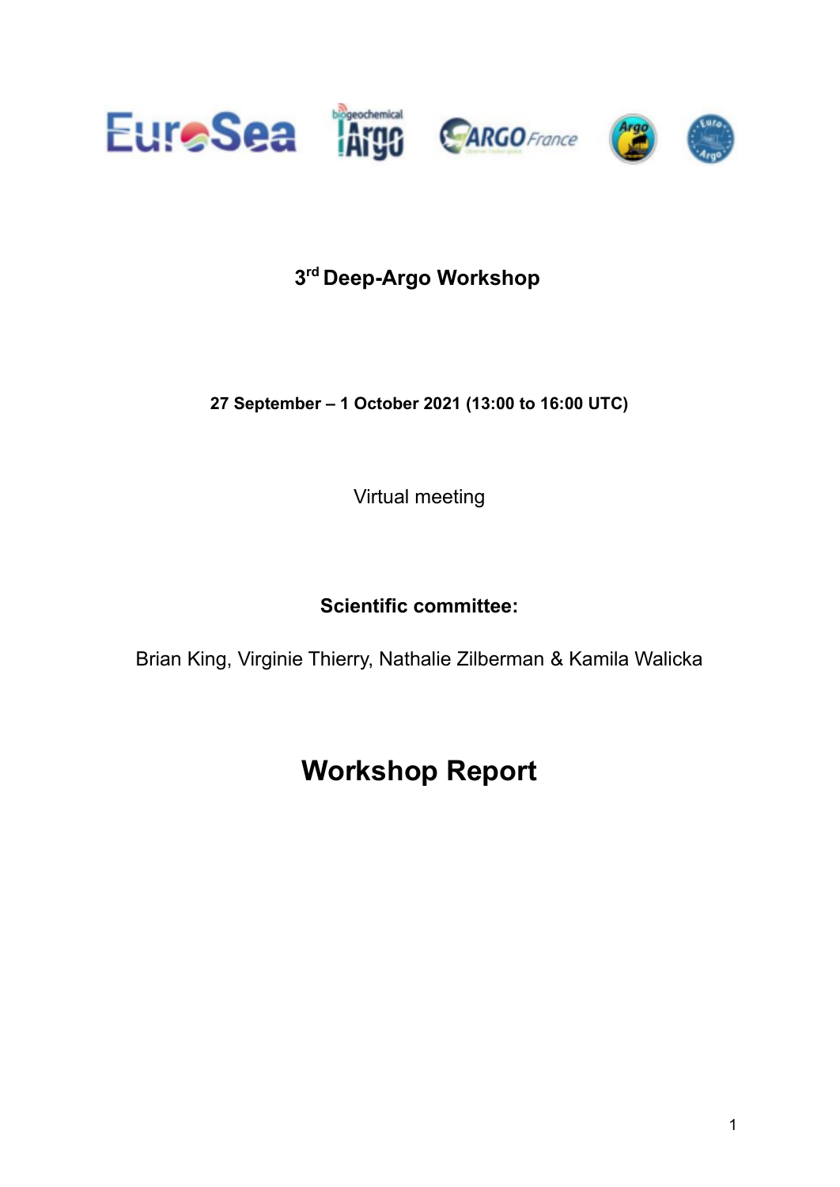# 3rd Deep-Argo Workshop

**27 September – 1 October 2021 (13:00 to 16:00 UTC)**

Virtual meeting

**Scientific committee:**

Brian King, Virginie Thierry, Nathalie Zilberman & Kamila Walicka

# Workshop Report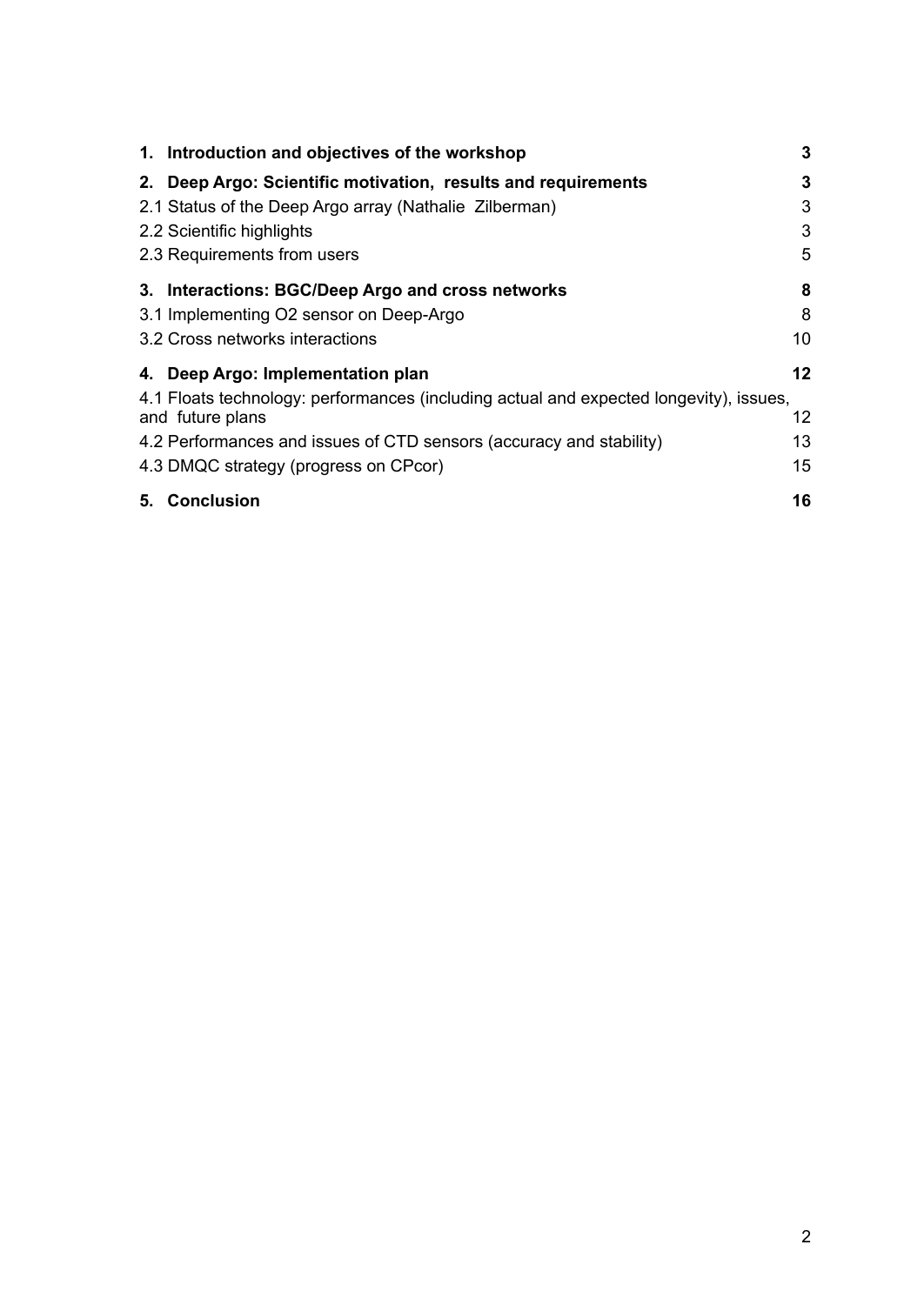| | |
|---|---|
| **1. Introduction and objectives of the workshop** | **3** |
| **2. Deep Argo: Scientific motivation, results and requirements** | **3** |
| 2.1 Status of the Deep Argo array (Nathalie Zilberman) | 3 |
| 2.2 Scientific highlights | 3 |
| 2.3 Requirements from users | 5 |
| **3. Interactions: BGC/Deep Argo and cross networks** | **8** |
| 3.1 Implementing O2 sensor on Deep-Argo | 8 |
| 3.2 Cross networks interactions | 10 |
| **4. Deep Argo: Implementation plan** | **12** |
| 4.1 Floats technology: performances (including actual and expected longevity), issues, and future plans | 12 |
| 4.2 Performances and issues of CTD sensors (accuracy and stability) | 13 |
| 4.3 DMQC strategy (progress on CPcor) | 15 |
| **5. Conclusion** | **16** |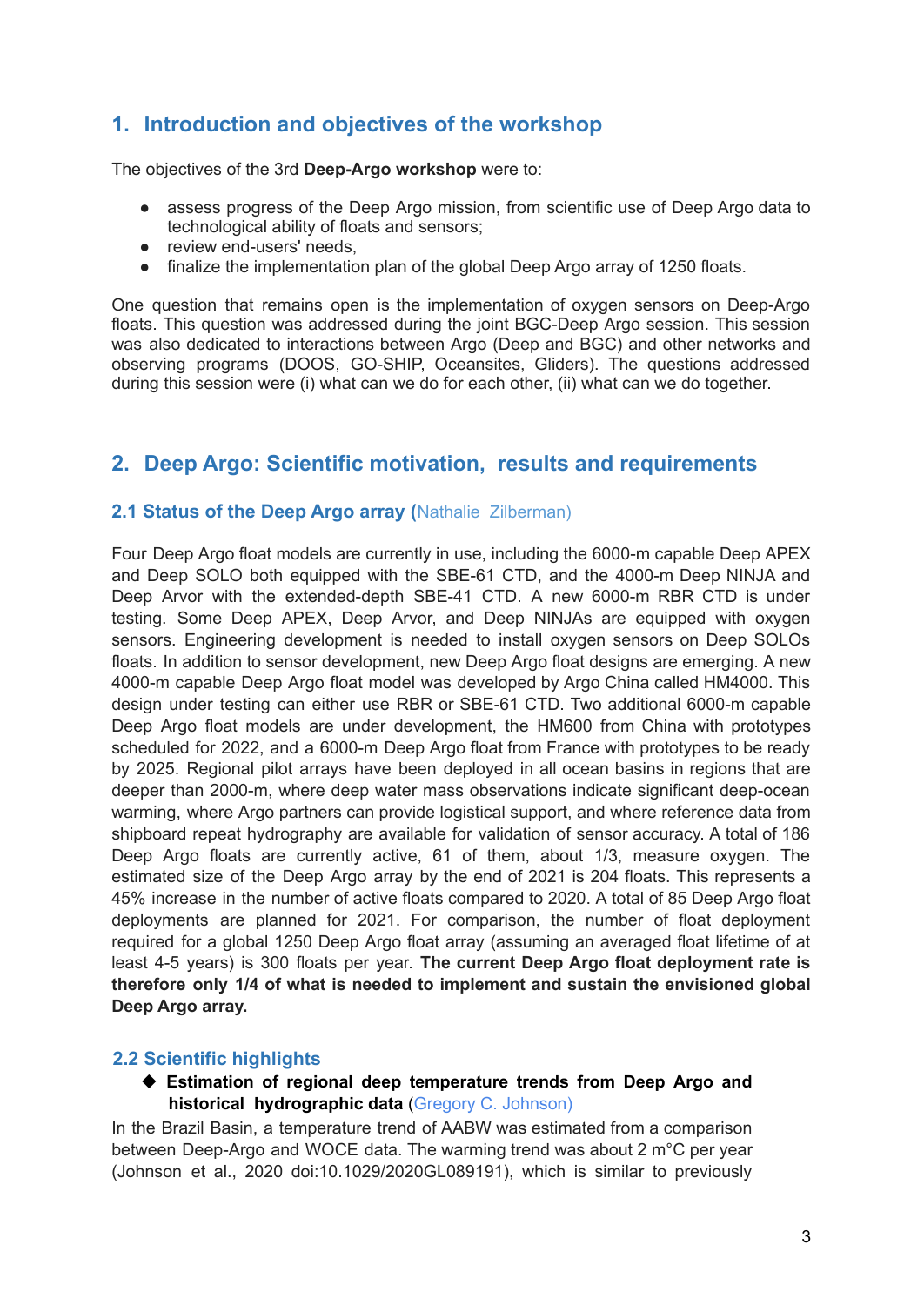## 1. Introduction and objectives of the workshop

The objectives of the 3rd **Deep-Argo workshop** were to:

- assess progress of the Deep Argo mission, from scientific use of Deep Argo data to technological ability of floats and sensors;
- review end-users' needs,
- finalize the implementation plan of the global Deep Argo array of 1250 floats.

One question that remains open is the implementation of oxygen sensors on Deep-Argo floats. This question was addressed during the joint BGC-Deep Argo session. This session was also dedicated to interactions between Argo (Deep and BGC) and other networks and observing programs (DOOS, GO-SHIP, Oceansites, Gliders). The questions addressed during this session were (i) what can we do for each other, (ii) what can we do together.

## 2. Deep Argo: Scientific motivation, results and requirements

### 2.1 Status of the Deep Argo array (Nathalie Zilberman)

Four Deep Argo float models are currently in use, including the 6000-m capable Deep APEX and Deep SOLO both equipped with the SBE-61 CTD, and the 4000-m Deep NINJA and Deep Arvor with the extended-depth SBE-41 CTD. A new 6000-m RBR CTD is under testing. Some Deep APEX, Deep Arvor, and Deep NINJAs are equipped with oxygen sensors. Engineering development is needed to install oxygen sensors on Deep SOLOs floats. In addition to sensor development, new Deep Argo float designs are emerging. A new 4000-m capable Deep Argo float model was developed by Argo China called HM4000. This design under testing can either use RBR or SBE-61 CTD. Two additional 6000-m capable Deep Argo float models are under development, the HM600 from China with prototypes scheduled for 2022, and a 6000-m Deep Argo float from France with prototypes to be ready by 2025. Regional pilot arrays have been deployed in all ocean basins in regions that are deeper than 2000-m, where deep water mass observations indicate significant deep-ocean warming, where Argo partners can provide logistical support, and where reference data from shipboard repeat hydrography are available for validation of sensor accuracy. A total of 186 Deep Argo floats are currently active, 61 of them, about 1/3, measure oxygen. The estimated size of the Deep Argo array by the end of 2021 is 204 floats. This represents a 45% increase in the number of active floats compared to 2020. A total of 85 Deep Argo float deployments are planned for 2021. For comparison, the number of float deployment required for a global 1250 Deep Argo float array (assuming an averaged float lifetime of at least 4-5 years) is 300 floats per year. **The current Deep Argo float deployment rate is therefore only 1/4 of what is needed to implement and sustain the envisioned global Deep Argo array.**

### 2.2 Scientific highlights

- **Estimation of regional deep temperature trends from Deep Argo and historical hydrographic data** (Gregory C. Johnson)

In the Brazil Basin, a temperature trend of AABW was estimated from a comparison between Deep-Argo and WOCE data. The warming trend was about 2 m°C per year (Johnson et al., 2020 doi:10.1029/2020GL089191), which is similar to previously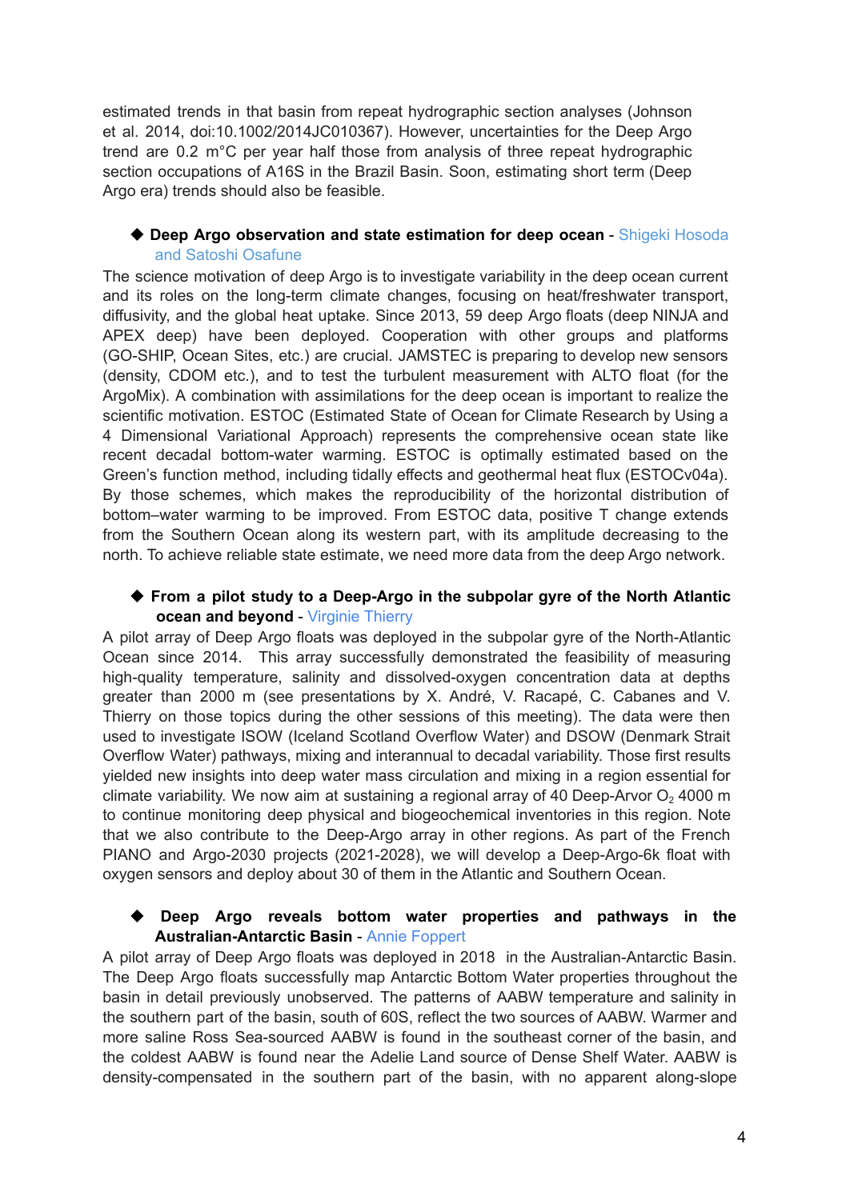estimated trends in that basin from repeat hydrographic section analyses (Johnson et al. 2014, doi:10.1002/2014JC010367). However, uncertainties for the Deep Argo trend are 0.2 m°C per year half those from analysis of three repeat hydrographic section occupations of A16S in the Brazil Basin. Soon, estimating short term (Deep Argo era) trends should also be feasible.

◆ **Deep Argo observation and state estimation for deep ocean** - Shigeki Hosoda and Satoshi Osafune

The science motivation of deep Argo is to investigate variability in the deep ocean current and its roles on the long-term climate changes, focusing on heat/freshwater transport, diffusivity, and the global heat uptake. Since 2013, 59 deep Argo floats (deep NINJA and APEX deep) have been deployed. Cooperation with other groups and platforms (GO-SHIP, Ocean Sites, etc.) are crucial. JAMSTEC is preparing to develop new sensors (density, CDOM etc.), and to test the turbulent measurement with ALTO float (for the ArgoMix). A combination with assimilations for the deep ocean is important to realize the scientific motivation. ESTOC (Estimated State of Ocean for Climate Research by Using a 4 Dimensional Variational Approach) represents the comprehensive ocean state like recent decadal bottom-water warming. ESTOC is optimally estimated based on the Green's function method, including tidally effects and geothermal heat flux (ESTOCv04a). By those schemes, which makes the reproducibility of the horizontal distribution of bottom–water warming to be improved. From ESTOC data, positive T change extends from the Southern Ocean along its western part, with its amplitude decreasing to the north. To achieve reliable state estimate, we need more data from the deep Argo network.

◆ **From a pilot study to a Deep-Argo in the subpolar gyre of the North Atlantic ocean and beyond** - Virginie Thierry

A pilot array of Deep Argo floats was deployed in the subpolar gyre of the North-Atlantic Ocean since 2014. This array successfully demonstrated the feasibility of measuring high-quality temperature, salinity and dissolved-oxygen concentration data at depths greater than 2000 m (see presentations by X. André, V. Racapé, C. Cabanes and V. Thierry on those topics during the other sessions of this meeting). The data were then used to investigate ISOW (Iceland Scotland Overflow Water) and DSOW (Denmark Strait Overflow Water) pathways, mixing and interannual to decadal variability. Those first results yielded new insights into deep water mass circulation and mixing in a region essential for climate variability. We now aim at sustaining a regional array of 40 Deep-Arvor $O_2$ 4000 m to continue monitoring deep physical and biogeochemical inventories in this region. Note that we also contribute to the Deep-Argo array in other regions. As part of the French PIANO and Argo-2030 projects (2021-2028), we will develop a Deep-Argo-6k float with oxygen sensors and deploy about 30 of them in the Atlantic and Southern Ocean.

◆ **Deep Argo reveals bottom water properties and pathways in the Australian-Antarctic Basin** - Annie Foppert

A pilot array of Deep Argo floats was deployed in 2018 in the Australian-Antarctic Basin. The Deep Argo floats successfully map Antarctic Bottom Water properties throughout the basin in detail previously unobserved. The patterns of AABW temperature and salinity in the southern part of the basin, south of 60S, reflect the two sources of AABW. Warmer and more saline Ross Sea-sourced AABW is found in the southeast corner of the basin, and the coldest AABW is found near the Adelie Land source of Dense Shelf Water. AABW is density-compensated in the southern part of the basin, with no apparent along-slope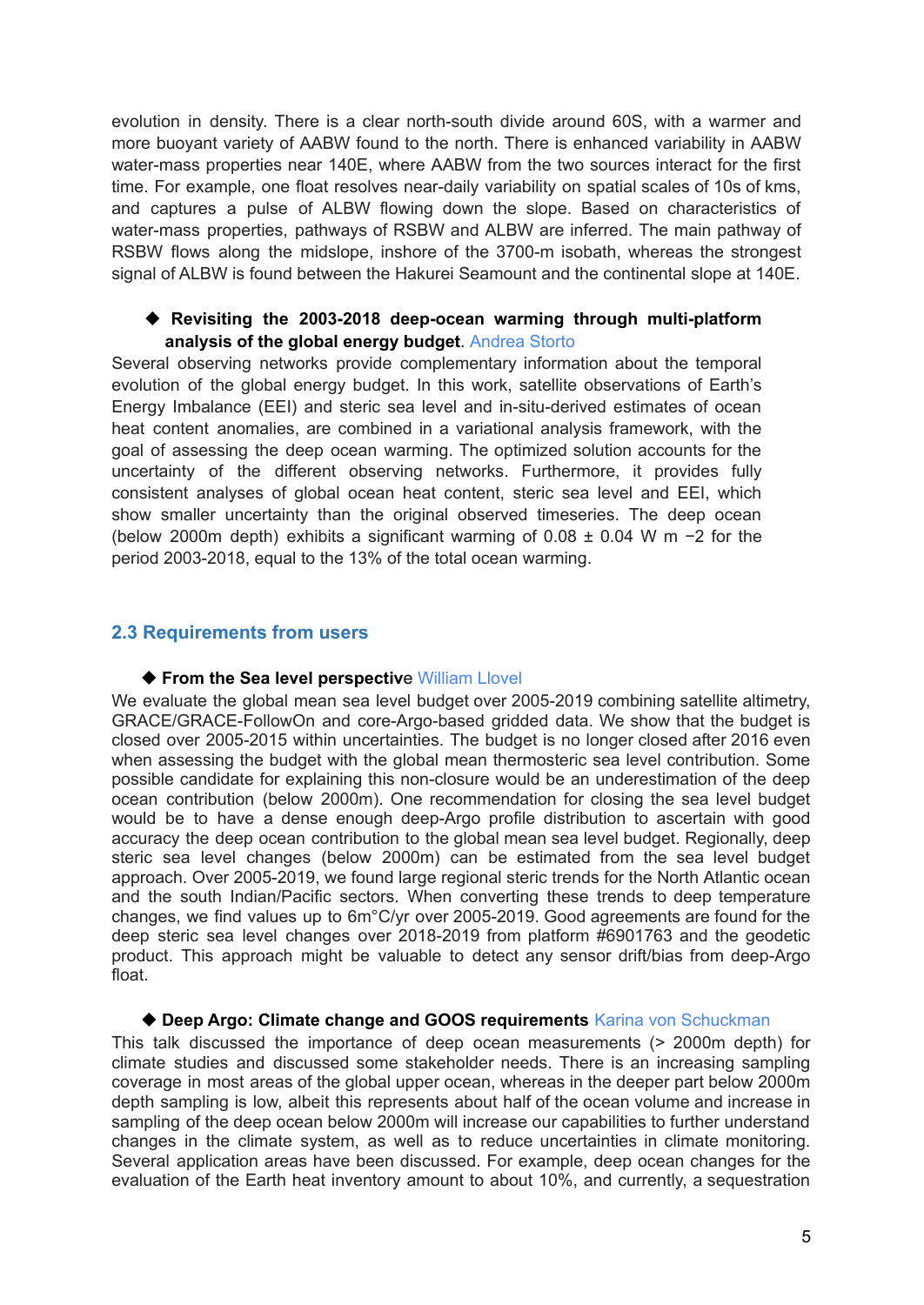evolution in density. There is a clear north-south divide around 60S, with a warmer and more buoyant variety of AABW found to the north. There is enhanced variability in AABW water-mass properties near 140E, where AABW from the two sources interact for the first time. For example, one float resolves near-daily variability on spatial scales of 10s of kms, and captures a pulse of ALBW flowing down the slope. Based on characteristics of water-mass properties, pathways of RSBW and ALBW are inferred. The main pathway of RSBW flows along the midslope, inshore of the 3700-m isobath, whereas the strongest signal of ALBW is found between the Hakurei Seamount and the continental slope at 140E.

- **Revisiting the 2003-2018 deep-ocean warming through multi-platform analysis of the global energy budget**. Andrea Storto

Several observing networks provide complementary information about the temporal evolution of the global energy budget. In this work, satellite observations of Earth's Energy Imbalance (EEI) and steric sea level and in-situ-derived estimates of ocean heat content anomalies, are combined in a variational analysis framework, with the goal of assessing the deep ocean warming. The optimized solution accounts for the uncertainty of the different observing networks. Furthermore, it provides fully consistent analyses of global ocean heat content, steric sea level and EEI, which show smaller uncertainty than the original observed timeseries. The deep ocean (below 2000m depth) exhibits a significant warming of $0.08 \pm 0.04$ W m $-2$ for the period 2003-2018, equal to the 13% of the total ocean warming.

## 2.3 Requirements from users

- **From the Sea level perspective** William Llovel

We evaluate the global mean sea level budget over 2005-2019 combining satellite altimetry, GRACE/GRACE-FollowOn and core-Argo-based gridded data. We show that the budget is closed over 2005-2015 within uncertainties. The budget is no longer closed after 2016 even when assessing the budget with the global mean thermosteric sea level contribution. Some possible candidate for explaining this non-closure would be an underestimation of the deep ocean contribution (below 2000m). One recommendation for closing the sea level budget would be to have a dense enough deep-Argo profile distribution to ascertain with good accuracy the deep ocean contribution to the global mean sea level budget. Regionally, deep steric sea level changes (below 2000m) can be estimated from the sea level budget approach. Over 2005-2019, we found large regional steric trends for the North Atlantic ocean and the south Indian/Pacific sectors. When converting these trends to deep temperature changes, we find values up to 6m°C/yr over 2005-2019. Good agreements are found for the deep steric sea level changes over 2018-2019 from platform #6901763 and the geodetic product. This approach might be valuable to detect any sensor drift/bias from deep-Argo float.

- **Deep Argo: Climate change and GOOS requirements** Karina von Schuckman

This talk discussed the importance of deep ocean measurements (> 2000m depth) for climate studies and discussed some stakeholder needs. There is an increasing sampling coverage in most areas of the global upper ocean, whereas in the deeper part below 2000m depth sampling is low, albeit this represents about half of the ocean volume and increase in sampling of the deep ocean below 2000m will increase our capabilities to further understand changes in the climate system, as well as to reduce uncertainties in climate monitoring. Several application areas have been discussed. For example, deep ocean changes for the evaluation of the Earth heat inventory amount to about 10%, and currently, a sequestration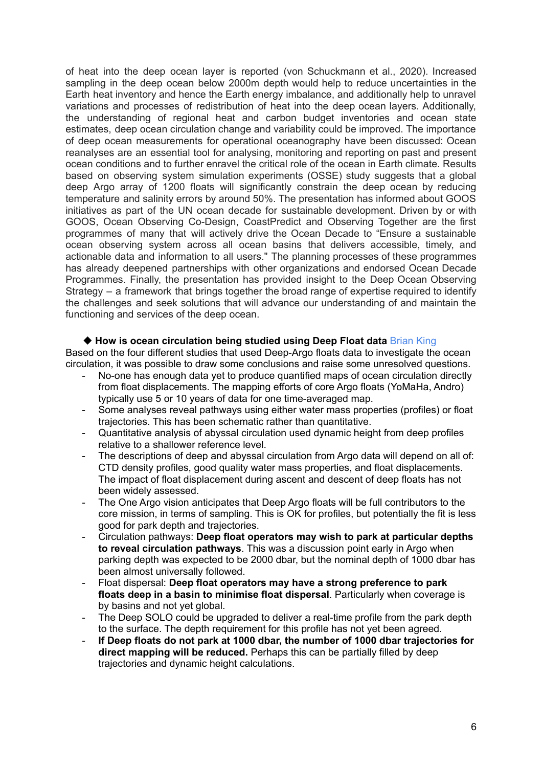of heat into the deep ocean layer is reported (von Schuckmann et al., 2020). Increased sampling in the deep ocean below 2000m depth would help to reduce uncertainties in the Earth heat inventory and hence the Earth energy imbalance, and additionally help to unravel variations and processes of redistribution of heat into the deep ocean layers. Additionally, the understanding of regional heat and carbon budget inventories and ocean state estimates, deep ocean circulation change and variability could be improved. The importance of deep ocean measurements for operational oceanography have been discussed: Ocean reanalyses are an essential tool for analysing, monitoring and reporting on past and present ocean conditions and to further enravel the critical role of the ocean in Earth climate. Results based on observing system simulation experiments (OSSE) study suggests that a global deep Argo array of 1200 floats will significantly constrain the deep ocean by reducing temperature and salinity errors by around 50%. The presentation has informed about GOOS initiatives as part of the UN ocean decade for sustainable development. Driven by or with GOOS, Ocean Observing Co-Design, CoastPredict and Observing Together are the first programmes of many that will actively drive the Ocean Decade to "Ensure a sustainable ocean observing system across all ocean basins that delivers accessible, timely, and actionable data and information to all users." The planning processes of these programmes has already deepened partnerships with other organizations and endorsed Ocean Decade Programmes. Finally, the presentation has provided insight to the Deep Ocean Observing Strategy – a framework that brings together the broad range of expertise required to identify the challenges and seek solutions that will advance our understanding of and maintain the functioning and services of the deep ocean.

◆ **How is ocean circulation being studied using Deep Float data** Brian King

Based on the four different studies that used Deep-Argo floats data to investigate the ocean circulation, it was possible to draw some conclusions and raise some unresolved questions.

- No-one has enough data yet to produce quantified maps of ocean circulation directly from float displacements. The mapping efforts of core Argo floats (YoMaHa, Andro) typically use 5 or 10 years of data for one time-averaged map.
- Some analyses reveal pathways using either water mass properties (profiles) or float trajectories. This has been schematic rather than quantitative.
- Quantitative analysis of abyssal circulation used dynamic height from deep profiles relative to a shallower reference level.
- The descriptions of deep and abyssal circulation from Argo data will depend on all of: CTD density profiles, good quality water mass properties, and float displacements. The impact of float displacement during ascent and descent of deep floats has not been widely assessed.
- The One Argo vision anticipates that Deep Argo floats will be full contributors to the core mission, in terms of sampling. This is OK for profiles, but potentially the fit is less good for park depth and trajectories.
- Circulation pathways: **Deep float operators may wish to park at particular depths to reveal circulation pathways**. This was a discussion point early in Argo when parking depth was expected to be 2000 dbar, but the nominal depth of 1000 dbar has been almost universally followed.
- Float dispersal: **Deep float operators may have a strong preference to park floats deep in a basin to minimise float dispersal**. Particularly when coverage is by basins and not yet global.
- The Deep SOLO could be upgraded to deliver a real-time profile from the park depth to the surface. The depth requirement for this profile has not yet been agreed.
- **If Deep floats do not park at 1000 dbar, the number of 1000 dbar trajectories for direct mapping will be reduced.** Perhaps this can be partially filled by deep trajectories and dynamic height calculations.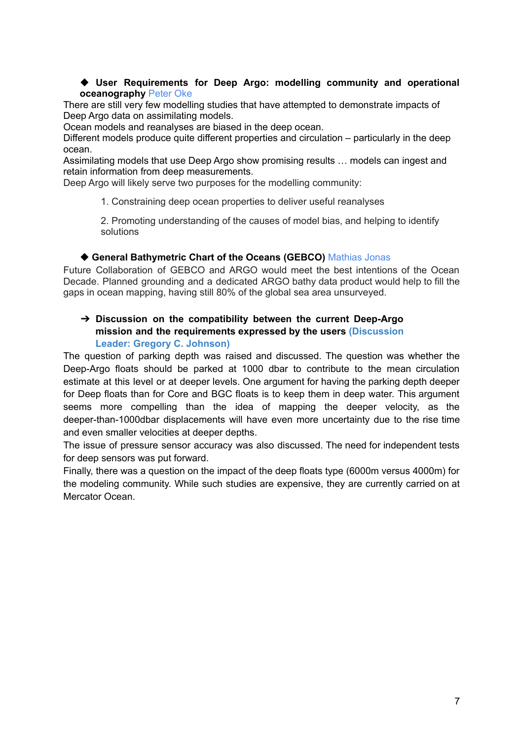- **User Requirements for Deep Argo: modelling community and operational oceanography** Peter Oke

There are still very few modelling studies that have attempted to demonstrate impacts of Deep Argo data on assimilating models.
Ocean models and reanalyses are biased in the deep ocean.
Different models produce quite different properties and circulation – particularly in the deep ocean.
Assimilating models that use Deep Argo show promising results … models can ingest and retain information from deep measurements.
Deep Argo will likely serve two purposes for the modelling community:

1. Constraining deep ocean properties to deliver useful reanalyses

2. Promoting understanding of the causes of model bias, and helping to identify solutions

- **General Bathymetric Chart of the Oceans (GEBCO)** Mathias Jonas

Future Collaboration of GEBCO and ARGO would meet the best intentions of the Ocean Decade. Planned grounding and a dedicated ARGO bathy data product would help to fill the gaps in ocean mapping, having still 80% of the global sea area unsurveyed.

➔ **Discussion on the compatibility between the current Deep-Argo mission and the requirements expressed by the users (Discussion Leader: Gregory C. Johnson)**

The question of parking depth was raised and discussed. The question was whether the Deep-Argo floats should be parked at 1000 dbar to contribute to the mean circulation estimate at this level or at deeper levels. One argument for having the parking depth deeper for Deep floats than for Core and BGC floats is to keep them in deep water. This argument seems more compelling than the idea of mapping the deeper velocity, as the deeper-than-1000dbar displacements will have even more uncertainty due to the rise time and even smaller velocities at deeper depths.
The issue of pressure sensor accuracy was also discussed. The need for independent tests for deep sensors was put forward.
Finally, there was a question on the impact of the deep floats type (6000m versus 4000m) for the modeling community. While such studies are expensive, they are currently carried on at Mercator Ocean.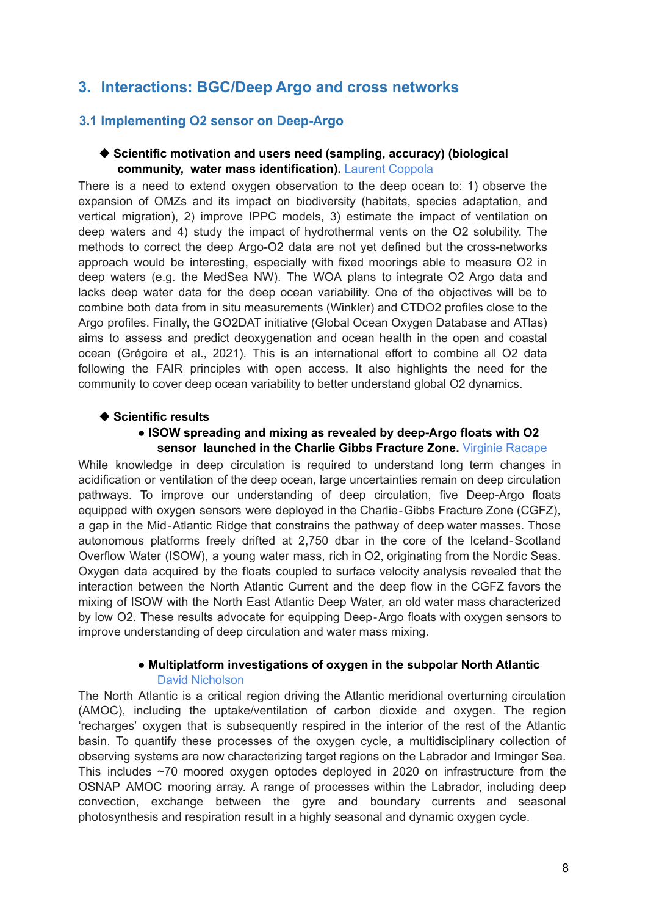## 3. Interactions: BGC/Deep Argo and cross networks

### 3.1 Implementing O2 sensor on Deep-Argo

- **Scientific motivation and users need (sampling, accuracy) (biological community, water mass identification).** Laurent Coppola

There is a need to extend oxygen observation to the deep ocean to: 1) observe the expansion of OMZs and its impact on biodiversity (habitats, species adaptation, and vertical migration), 2) improve IPPC models, 3) estimate the impact of ventilation on deep waters and 4) study the impact of hydrothermal vents on the O2 solubility. The methods to correct the deep Argo-O2 data are not yet defined but the cross-networks approach would be interesting, especially with fixed moorings able to measure O2 in deep waters (e.g. the MedSea NW). The WOA plans to integrate O2 Argo data and lacks deep water data for the deep ocean variability. One of the objectives will be to combine both data from in situ measurements (Winkler) and CTDO2 profiles close to the Argo profiles. Finally, the GO2DAT initiative (Global Ocean Oxygen Database and ATlas) aims to assess and predict deoxygenation and ocean health in the open and coastal ocean (Grégoire et al., 2021). This is an international effort to combine all O2 data following the FAIR principles with open access. It also highlights the need for the community to cover deep ocean variability to better understand global O2 dynamics.

- **Scientific results**
  - **ISOW spreading and mixing as revealed by deep-Argo floats with O2 sensor launched in the Charlie Gibbs Fracture Zone.** Virginie Racape

While knowledge in deep circulation is required to understand long term changes in acidification or ventilation of the deep ocean, large uncertainties remain on deep circulation pathways. To improve our understanding of deep circulation, five Deep-Argo floats equipped with oxygen sensors were deployed in the Charlie-Gibbs Fracture Zone (CGFZ), a gap in the Mid-Atlantic Ridge that constrains the pathway of deep water masses. Those autonomous platforms freely drifted at 2,750 dbar in the core of the Iceland-Scotland Overflow Water (ISOW), a young water mass, rich in O2, originating from the Nordic Seas. Oxygen data acquired by the floats coupled to surface velocity analysis revealed that the interaction between the North Atlantic Current and the deep flow in the CGFZ favors the mixing of ISOW with the North East Atlantic Deep Water, an old water mass characterized by low O2. These results advocate for equipping Deep-Argo floats with oxygen sensors to improve understanding of deep circulation and water mass mixing.

  - **Multiplatform investigations of oxygen in the subpolar North Atlantic** David Nicholson

The North Atlantic is a critical region driving the Atlantic meridional overturning circulation (AMOC), including the uptake/ventilation of carbon dioxide and oxygen. The region 'recharges' oxygen that is subsequently respired in the interior of the rest of the Atlantic basin. To quantify these processes of the oxygen cycle, a multidisciplinary collection of observing systems are now characterizing target regions on the Labrador and Irminger Sea. This includes ~70 moored oxygen optodes deployed in 2020 on infrastructure from the OSNAP AMOC mooring array. A range of processes within the Labrador, including deep convection, exchange between the gyre and boundary currents and seasonal photosynthesis and respiration result in a highly seasonal and dynamic oxygen cycle.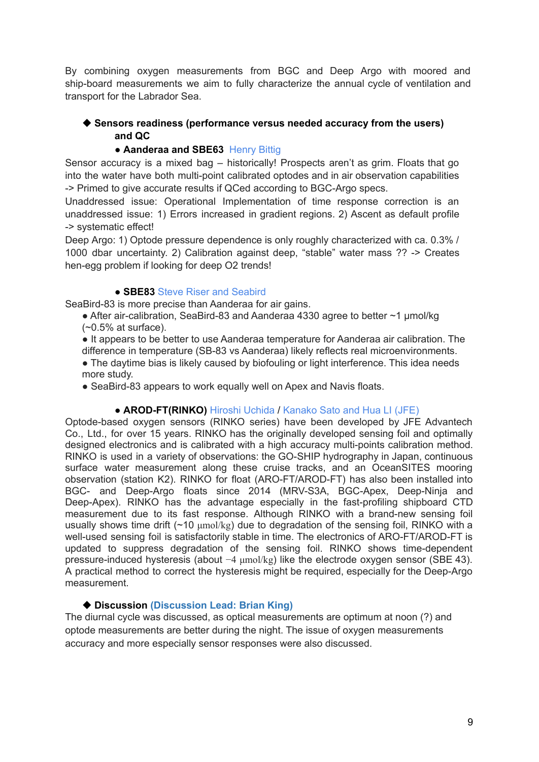By combining oxygen measurements from BGC and Deep Argo with moored and ship-board measurements we aim to fully characterize the annual cycle of ventilation and transport for the Labrador Sea.

- **Sensors readiness (performance versus needed accuracy from the users) and QC**

  - **Aanderaa and SBE63** Henry Bittig

Sensor accuracy is a mixed bag – historically! Prospects aren't as grim. Floats that go into the water have both multi-point calibrated optodes and in air observation capabilities -> Primed to give accurate results if QCed according to BGC-Argo specs.
Unaddressed issue: Operational Implementation of time response correction is an unaddressed issue: 1) Errors increased in gradient regions. 2) Ascent as default profile -> systematic effect!
Deep Argo: 1) Optode pressure dependence is only roughly characterized with ca. 0.3% / 1000 dbar uncertainty. 2) Calibration against deep, "stable" water mass ?? -> Creates hen-egg problem if looking for deep O2 trends!

  - **SBE83** Steve Riser and Seabird

SeaBird-83 is more precise than Aanderaa for air gains.

- After air-calibration, SeaBird-83 and Aanderaa 4330 agree to better ~1 µmol/kg (~0.5% at surface).
- It appears to be better to use Aanderaa temperature for Aanderaa air calibration. The difference in temperature (SB-83 vs Aanderaa) likely reflects real microenvironments.
- The daytime bias is likely caused by biofouling or light interference. This idea needs more study.
- SeaBird-83 appears to work equally well on Apex and Navis floats.

  - **AROD-FT(RINKO)** Hiroshi Uchida / Kanako Sato and Hua LI (JFE)

Optode-based oxygen sensors (RINKO series) have been developed by JFE Advantech Co., Ltd., for over 15 years. RINKO has the originally developed sensing foil and optimally designed electronics and is calibrated with a high accuracy multi-points calibration method. RINKO is used in a variety of observations: the GO-SHIP hydrography in Japan, continuous surface water measurement along these cruise tracks, and an OceanSITES mooring observation (station K2). RINKO for float (ARO-FT/AROD-FT) has also been installed into BGC- and Deep-Argo floats since 2014 (MRV-S3A, BGC-Apex, Deep-Ninja and Deep-Apex). RINKO has the advantage especially in the fast-profiling shipboard CTD measurement due to its fast response. Although RINKO with a brand-new sensing foil usually shows time drift (~10 µmol/kg) due to degradation of the sensing foil, RINKO with a well-used sensing foil is satisfactorily stable in time. The electronics of ARO-FT/AROD-FT is updated to suppress degradation of the sensing foil. RINKO shows time-dependent pressure-induced hysteresis (about −4 µmol/kg) like the electrode oxygen sensor (SBE 43). A practical method to correct the hysteresis might be required, especially for the Deep-Argo measurement.

- **Discussion** (Discussion Lead: Brian King)

The diurnal cycle was discussed, as optical measurements are optimum at noon (?) and optode measurements are better during the night. The issue of oxygen measurements accuracy and more especially sensor responses were also discussed.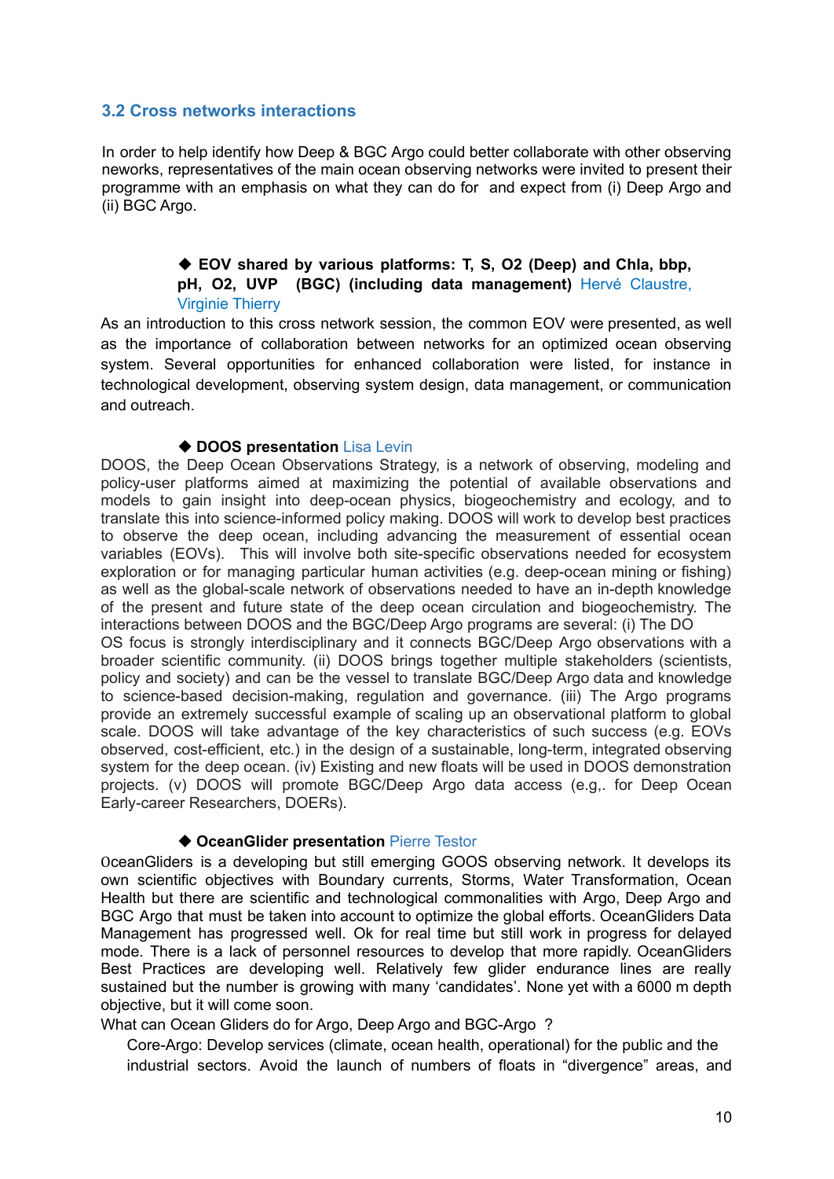### 3.2 Cross networks interactions

In order to help identify how Deep & BGC Argo could better collaborate with other observing neworks, representatives of the main ocean observing networks were invited to present their programme with an emphasis on what they can do for and expect from (i) Deep Argo and (ii) BGC Argo.

- **EOV shared by various platforms: T, S, O2 (Deep) and Chla, bbp, pH, O2, UVP (BGC) (including data management)** Hervé Claustre, Virginie Thierry

As an introduction to this cross network session, the common EOV were presented, as well as the importance of collaboration between networks for an optimized ocean observing system. Several opportunities for enhanced collaboration were listed, for instance in technological development, observing system design, data management, or communication and outreach.

- **DOOS presentation** Lisa Levin

DOOS, the Deep Ocean Observations Strategy, is a network of observing, modeling and policy-user platforms aimed at maximizing the potential of available observations and models to gain insight into deep-ocean physics, biogeochemistry and ecology, and to translate this into science-informed policy making. DOOS will work to develop best practices to observe the deep ocean, including advancing the measurement of essential ocean variables (EOVs). This will involve both site-specific observations needed for ecosystem exploration or for managing particular human activities (e.g. deep-ocean mining or fishing) as well as the global-scale network of observations needed to have an in-depth knowledge of the present and future state of the deep ocean circulation and biogeochemistry. The interactions between DOOS and the BGC/Deep Argo programs are several: (i) The DO OS focus is strongly interdisciplinary and it connects BGC/Deep Argo observations with a broader scientific community. (ii) DOOS brings together multiple stakeholders (scientists, policy and society) and can be the vessel to translate BGC/Deep Argo data and knowledge to science-based decision-making, regulation and governance. (iii) The Argo programs provide an extremely successful example of scaling up an observational platform to global scale. DOOS will take advantage of the key characteristics of such success (e.g. EOVs observed, cost-efficient, etc.) in the design of a sustainable, long-term, integrated observing system for the deep ocean. (iv) Existing and new floats will be used in DOOS demonstration projects. (v) DOOS will promote BGC/Deep Argo data access (e.g,. for Deep Ocean Early-career Researchers, DOERs).

- **OceanGlider presentation** Pierre Testor

OceanGliders is a developing but still emerging GOOS observing network. It develops its own scientific objectives with Boundary currents, Storms, Water Transformation, Ocean Health but there are scientific and technological commonalities with Argo, Deep Argo and BGC Argo that must be taken into account to optimize the global efforts. OceanGliders Data Management has progressed well. Ok for real time but still work in progress for delayed mode. There is a lack of personnel resources to develop that more rapidly. OceanGliders Best Practices are developing well. Relatively few glider endurance lines are really sustained but the number is growing with many 'candidates'. None yet with a 6000 m depth objective, but it will come soon.

What can Ocean Gliders do for Argo, Deep Argo and BGC-Argo ?

Core-Argo: Develop services (climate, ocean health, operational) for the public and the industrial sectors. Avoid the launch of numbers of floats in "divergence" areas, and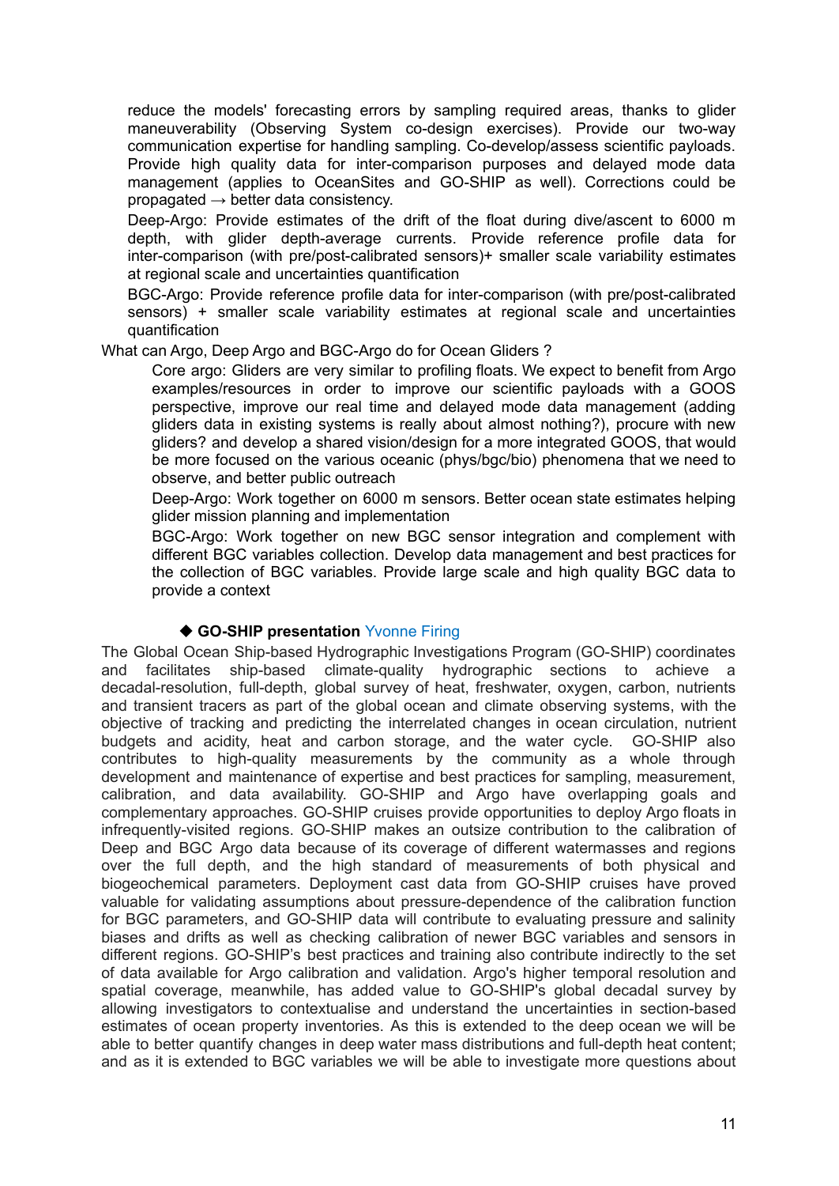reduce the models' forecasting errors by sampling required areas, thanks to glider maneuverability (Observing System co-design exercises). Provide our two-way communication expertise for handling sampling. Co-develop/assess scientific payloads. Provide high quality data for inter-comparison purposes and delayed mode data management (applies to OceanSites and GO-SHIP as well). Corrections could be propagated → better data consistency.

Deep-Argo: Provide estimates of the drift of the float during dive/ascent to 6000 m depth, with glider depth-average currents. Provide reference profile data for inter-comparison (with pre/post-calibrated sensors)+ smaller scale variability estimates at regional scale and uncertainties quantification

BGC-Argo: Provide reference profile data for inter-comparison (with pre/post-calibrated sensors) + smaller scale variability estimates at regional scale and uncertainties quantification

What can Argo, Deep Argo and BGC-Argo do for Ocean Gliders ?

- Core argo: Gliders are very similar to profiling floats. We expect to benefit from Argo examples/resources in order to improve our scientific payloads with a GOOS perspective, improve our real time and delayed mode data management (adding gliders data in existing systems is really about almost nothing?), procure with new gliders? and develop a shared vision/design for a more integrated GOOS, that would be more focused on the various oceanic (phys/bgc/bio) phenomena that we need to observe, and better public outreach
- Deep-Argo: Work together on 6000 m sensors. Better ocean state estimates helping glider mission planning and implementation
- BGC-Argo: Work together on new BGC sensor integration and complement with different BGC variables collection. Develop data management and best practices for the collection of BGC variables. Provide large scale and high quality BGC data to provide a context

◆ **GO-SHIP presentation** Yvonne Firing

The Global Ocean Ship-based Hydrographic Investigations Program (GO-SHIP) coordinates and facilitates ship-based climate-quality hydrographic sections to achieve a decadal-resolution, full-depth, global survey of heat, freshwater, oxygen, carbon, nutrients and transient tracers as part of the global ocean and climate observing systems, with the objective of tracking and predicting the interrelated changes in ocean circulation, nutrient budgets and acidity, heat and carbon storage, and the water cycle. GO-SHIP also contributes to high-quality measurements by the community as a whole through development and maintenance of expertise and best practices for sampling, measurement, calibration, and data availability. GO-SHIP and Argo have overlapping goals and complementary approaches. GO-SHIP cruises provide opportunities to deploy Argo floats in infrequently-visited regions. GO-SHIP makes an outsize contribution to the calibration of Deep and BGC Argo data because of its coverage of different watermasses and regions over the full depth, and the high standard of measurements of both physical and biogeochemical parameters. Deployment cast data from GO-SHIP cruises have proved valuable for validating assumptions about pressure-dependence of the calibration function for BGC parameters, and GO-SHIP data will contribute to evaluating pressure and salinity biases and drifts as well as checking calibration of newer BGC variables and sensors in different regions. GO-SHIP's best practices and training also contribute indirectly to the set of data available for Argo calibration and validation. Argo's higher temporal resolution and spatial coverage, meanwhile, has added value to GO-SHIP's global decadal survey by allowing investigators to contextualise and understand the uncertainties in section-based estimates of ocean property inventories. As this is extended to the deep ocean we will be able to better quantify changes in deep water mass distributions and full-depth heat content; and as it is extended to BGC variables we will be able to investigate more questions about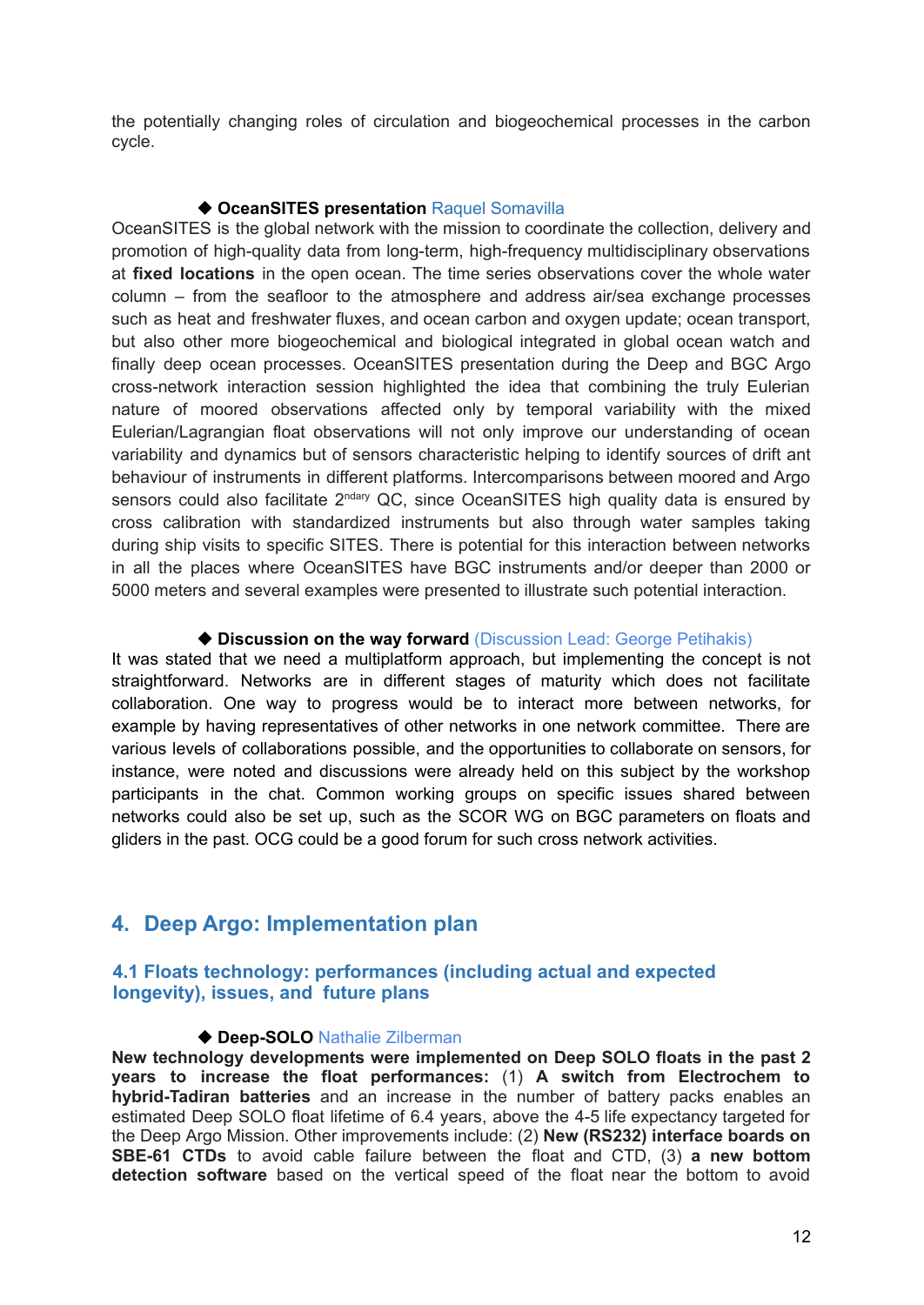the potentially changing roles of circulation and biogeochemical processes in the carbon cycle.

◆ **OceanSITES presentation** Raquel Somavilla

OceanSITES is the global network with the mission to coordinate the collection, delivery and promotion of high-quality data from long-term, high-frequency multidisciplinary observations at **fixed locations** in the open ocean. The time series observations cover the whole water column – from the seafloor to the atmosphere and address air/sea exchange processes such as heat and freshwater fluxes, and ocean carbon and oxygen update; ocean transport, but also other more biogeochemical and biological integrated in global ocean watch and finally deep ocean processes. OceanSITES presentation during the Deep and BGC Argo cross-network interaction session highlighted the idea that combining the truly Eulerian nature of moored observations affected only by temporal variability with the mixed Eulerian/Lagrangian float observations will not only improve our understanding of ocean variability and dynamics but of sensors characteristic helping to identify sources of drift ant behaviour of instruments in different platforms. Intercomparisons between moored and Argo sensors could also facilitate 2ndary QC, since OceanSITES high quality data is ensured by cross calibration with standardized instruments but also through water samples taking during ship visits to specific SITES. There is potential for this interaction between networks in all the places where OceanSITES have BGC instruments and/or deeper than 2000 or 5000 meters and several examples were presented to illustrate such potential interaction.

◆ **Discussion on the way forward** (Discussion Lead: George Petihakis)

It was stated that we need a multiplatform approach, but implementing the concept is not straightforward. Networks are in different stages of maturity which does not facilitate collaboration. One way to progress would be to interact more between networks, for example by having representatives of other networks in one network committee. There are various levels of collaborations possible, and the opportunities to collaborate on sensors, for instance, were noted and discussions were already held on this subject by the workshop participants in the chat. Common working groups on specific issues shared between networks could also be set up, such as the SCOR WG on BGC parameters on floats and gliders in the past. OCG could be a good forum for such cross network activities.

## 4. Deep Argo: Implementation plan

### 4.1 Floats technology: performances (including actual and expected longevity), issues, and future plans

◆ **Deep-SOLO** Nathalie Zilberman

**New technology developments were implemented on Deep SOLO floats in the past 2 years to increase the float performances:** (1) **A switch from Electrochem to hybrid-Tadiran batteries** and an increase in the number of battery packs enables an estimated Deep SOLO float lifetime of 6.4 years, above the 4-5 life expectancy targeted for the Deep Argo Mission. Other improvements include: (2) **New (RS232) interface boards on SBE-61 CTDs** to avoid cable failure between the float and CTD, (3) **a new bottom detection software** based on the vertical speed of the float near the bottom to avoid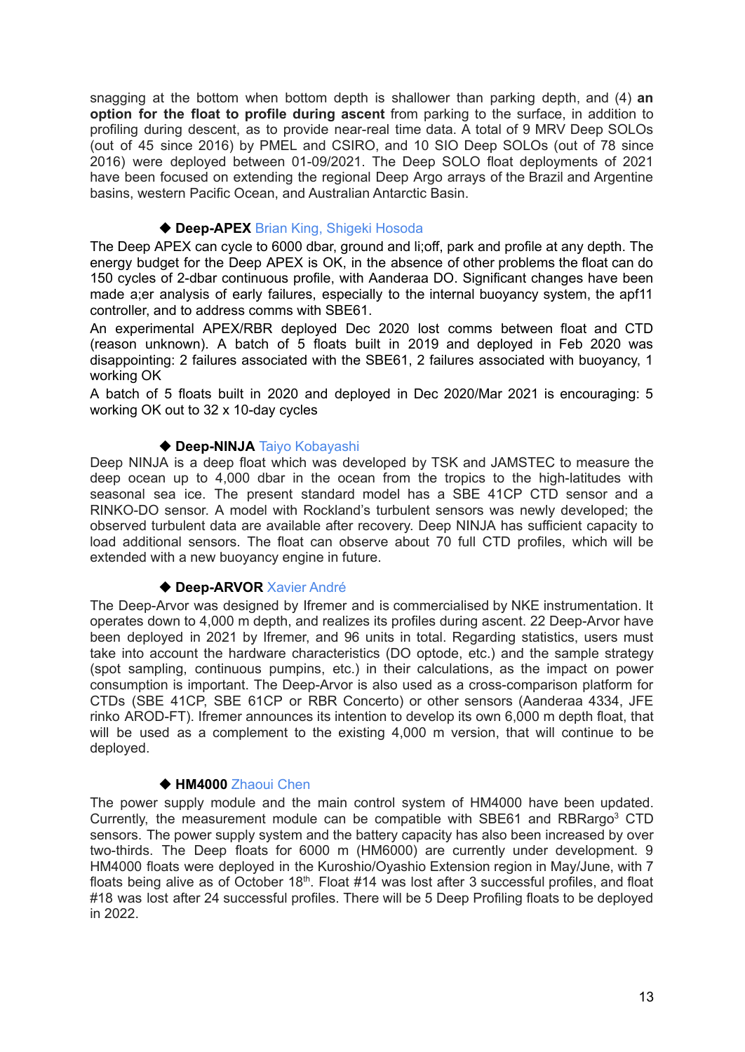snagging at the bottom when bottom depth is shallower than parking depth, and (4) **an option for the float to profile during ascent** from parking to the surface, in addition to profiling during descent, as to provide near-real time data. A total of 9 MRV Deep SOLOs (out of 45 since 2016) by PMEL and CSIRO, and 10 SIO Deep SOLOs (out of 78 since 2016) were deployed between 01-09/2021. The Deep SOLO float deployments of 2021 have been focused on extending the regional Deep Argo arrays of the Brazil and Argentine basins, western Pacific Ocean, and Australian Antarctic Basin.

◆ **Deep-APEX** Brian King, Shigeki Hosoda

The Deep APEX can cycle to 6000 dbar, ground and li;off, park and profile at any depth. The energy budget for the Deep APEX is OK, in the absence of other problems the float can do 150 cycles of 2-dbar continuous profile, with Aanderaa DO. Significant changes have been made a;er analysis of early failures, especially to the internal buoyancy system, the apf11 controller, and to address comms with SBE61.

An experimental APEX/RBR deployed Dec 2020 lost comms between float and CTD (reason unknown). A batch of 5 floats built in 2019 and deployed in Feb 2020 was disappointing: 2 failures associated with the SBE61, 2 failures associated with buoyancy, 1 working OK

A batch of 5 floats built in 2020 and deployed in Dec 2020/Mar 2021 is encouraging: 5 working OK out to 32 x 10-day cycles

◆ **Deep-NINJA** Taiyo Kobayashi

Deep NINJA is a deep float which was developed by TSK and JAMSTEC to measure the deep ocean up to 4,000 dbar in the ocean from the tropics to the high-latitudes with seasonal sea ice. The present standard model has a SBE 41CP CTD sensor and a RINKO-DO sensor. A model with Rockland's turbulent sensors was newly developed; the observed turbulent data are available after recovery. Deep NINJA has sufficient capacity to load additional sensors. The float can observe about 70 full CTD profiles, which will be extended with a new buoyancy engine in future.

◆ **Deep-ARVOR** Xavier André

The Deep-Arvor was designed by Ifremer and is commercialised by NKE instrumentation. It operates down to 4,000 m depth, and realizes its profiles during ascent. 22 Deep-Arvor have been deployed in 2021 by Ifremer, and 96 units in total. Regarding statistics, users must take into account the hardware characteristics (DO optode, etc.) and the sample strategy (spot sampling, continuous pumpins, etc.) in their calculations, as the impact on power consumption is important. The Deep-Arvor is also used as a cross-comparison platform for CTDs (SBE 41CP, SBE 61CP or RBR Concerto) or other sensors (Aanderaa 4334, JFE rinko AROD-FT). Ifremer announces its intention to develop its own 6,000 m depth float, that will be used as a complement to the existing 4,000 m version, that will continue to be deployed.

◆ **HM4000** Zhaoui Chen

The power supply module and the main control system of HM4000 have been updated. Currently, the measurement module can be compatible with SBE61 and RBRargo³ CTD sensors. The power supply system and the battery capacity has also been increased by over two-thirds. The Deep floats for 6000 m (HM6000) are currently under development. 9 HM4000 floats were deployed in the Kuroshio/Oyashio Extension region in May/June, with 7 floats being alive as of October 18th. Float #14 was lost after 3 successful profiles, and float #18 was lost after 24 successful profiles. There will be 5 Deep Profiling floats to be deployed in 2022.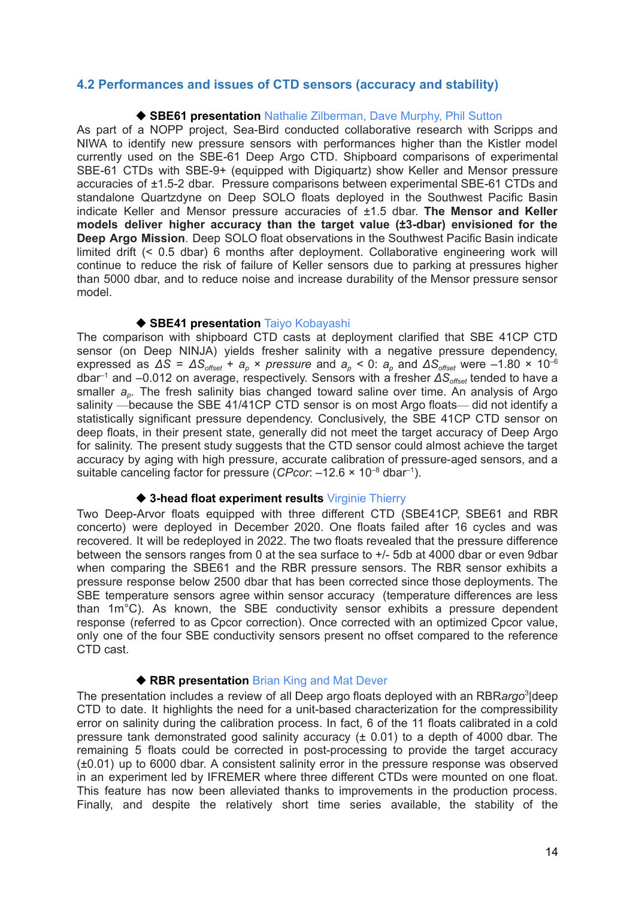## 4.2 Performances and issues of CTD sensors (accuracy and stability)

◆ **SBE61 presentation** Nathalie Zilberman, Dave Murphy, Phil Sutton

As part of a NOPP project, Sea-Bird conducted collaborative research with Scripps and NIWA to identify new pressure sensors with performances higher than the Kistler model currently used on the SBE-61 Deep Argo CTD. Shipboard comparisons of experimental SBE-61 CTDs with SBE-9+ (equipped with Digiquartz) show Keller and Mensor pressure accuracies of ±1.5-2 dbar. Pressure comparisons between experimental SBE-61 CTDs and standalone Quartzdyne on Deep SOLO floats deployed in the Southwest Pacific Basin indicate Keller and Mensor pressure accuracies of ±1.5 dbar. **The Mensor and Keller models deliver higher accuracy than the target value (±3-dbar) envisioned for the Deep Argo Mission**. Deep SOLO float observations in the Southwest Pacific Basin indicate limited drift (< 0.5 dbar) 6 months after deployment. Collaborative engineering work will continue to reduce the risk of failure of Keller sensors due to parking at pressures higher than 5000 dbar, and to reduce noise and increase durability of the Mensor pressure sensor model.

◆ **SBE41 presentation** Taiyo Kobayashi

The comparison with shipboard CTD casts at deployment clarified that SBE 41CP CTD sensor (on Deep NINJA) yields fresher salinity with a negative pressure dependency, expressed as $\Delta S = \Delta S_{offset} + a_p \times pressure$ and $a_p < 0$: $a_p$ and $\Delta S_{offset}$ were $-1.80 \times 10^{-6}$ dbar$^{-1}$ and $-0.012$ on average, respectively. Sensors with a fresher $\Delta S_{offset}$ tended to have a smaller $a_p$. The fresh salinity bias changed toward saline over time. An analysis of Argo salinity —because the SBE 41/41CP CTD sensor is on most Argo floats— did not identify a statistically significant pressure dependency. Conclusively, the SBE 41CP CTD sensor on deep floats, in their present state, generally did not meet the target accuracy of Deep Argo for salinity. The present study suggests that the CTD sensor could almost achieve the target accuracy by aging with high pressure, accurate calibration of pressure-aged sensors, and a suitable canceling factor for pressure (*CPcor*: $-12.6 \times 10^{-8}$ dbar$^{-1}$).

◆ **3-head float experiment results** Virginie Thierry

Two Deep-Arvor floats equipped with three different CTD (SBE41CP, SBE61 and RBR concerto) were deployed in December 2020. One floats failed after 16 cycles and was recovered. It will be redeployed in 2022. The two floats revealed that the pressure difference between the sensors ranges from 0 at the sea surface to +/- 5db at 4000 dbar or even 9dbar when comparing the SBE61 and the RBR pressure sensors. The RBR sensor exhibits a pressure response below 2500 dbar that has been corrected since those deployments. The SBE temperature sensors agree within sensor accuracy (temperature differences are less than 1m°C). As known, the SBE conductivity sensor exhibits a pressure dependent response (referred to as Cpcor correction). Once corrected with an optimized Cpcor value, only one of the four SBE conductivity sensors present no offset compared to the reference CTD cast.

◆ **RBR presentation** Brian King and Mat Dever

The presentation includes a review of all Deep argo floats deployed with an RBR*argo*[3]|deep CTD to date. It highlights the need for a unit-based characterization for the compressibility error on salinity during the calibration process. In fact, 6 of the 11 floats calibrated in a cold pressure tank demonstrated good salinity accuracy (± 0.01) to a depth of 4000 dbar. The remaining 5 floats could be corrected in post-processing to provide the target accuracy (±0.01) up to 6000 dbar. A consistent salinity error in the pressure response was observed in an experiment led by IFREMER where three different CTDs were mounted on one float. This feature has now been alleviated thanks to improvements in the production process. Finally, and despite the relatively short time series available, the stability of the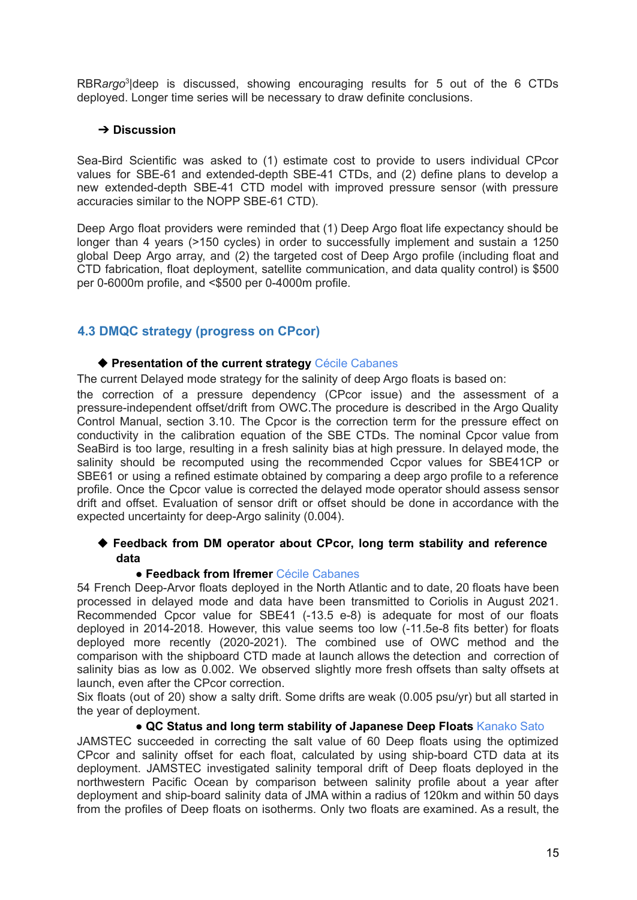RBR*argo*[3]|deep is discussed, showing encouraging results for 5 out of the 6 CTDs deployed. Longer time series will be necessary to draw definite conclusions.

➔ **Discussion**

Sea-Bird Scientific was asked to (1) estimate cost to provide to users individual CPcor values for SBE-61 and extended-depth SBE-41 CTDs, and (2) define plans to develop a new extended-depth SBE-41 CTD model with improved pressure sensor (with pressure accuracies similar to the NOPP SBE-61 CTD).

Deep Argo float providers were reminded that (1) Deep Argo float life expectancy should be longer than 4 years (>150 cycles) in order to successfully implement and sustain a 1250 global Deep Argo array, and (2) the targeted cost of Deep Argo profile (including float and CTD fabrication, float deployment, satellite communication, and data quality control) is $500 per 0-6000m profile, and <$500 per 0-4000m profile.

### 4.3 DMQC strategy (progress on CPcor)

◆ **Presentation of the current strategy** Cécile Cabanes

The current Delayed mode strategy for the salinity of deep Argo floats is based on:
the correction of a pressure dependency (CPcor issue) and the assessment of a pressure-independent offset/drift from OWC.The procedure is described in the Argo Quality Control Manual, section 3.10. The Cpcor is the correction term for the pressure effect on conductivity in the calibration equation of the SBE CTDs. The nominal Cpcor value from SeaBird is too large, resulting in a fresh salinity bias at high pressure. In delayed mode, the salinity should be recomputed using the recommended Ccpor values for SBE41CP or SBE61 or using a refined estimate obtained by comparing a deep argo profile to a reference profile. Once the Cpcor value is corrected the delayed mode operator should assess sensor drift and offset. Evaluation of sensor drift or offset should be done in accordance with the expected uncertainty for deep-Argo salinity (0.004).

◆ **Feedback from DM operator about CPcor, long term stability and reference data**

- **Feedback from Ifremer** Cécile Cabanes

54 French Deep-Arvor floats deployed in the North Atlantic and to date, 20 floats have been processed in delayed mode and data have been transmitted to Coriolis in August 2021. Recommended Cpcor value for SBE41 (-13.5 e-8) is adequate for most of our floats deployed in 2014-2018. However, this value seems too low (-11.5e-8 fits better) for floats deployed more recently (2020-2021). The combined use of OWC method and the comparison with the shipboard CTD made at launch allows the detection and correction of salinity bias as low as 0.002. We observed slightly more fresh offsets than salty offsets at launch, even after the CPcor correction.
Six floats (out of 20) show a salty drift. Some drifts are weak (0.005 psu/yr) but all started in the year of deployment.

- **QC Status and long term stability of Japanese Deep Floats** Kanako Sato

JAMSTEC succeeded in correcting the salt value of 60 Deep floats using the optimized CPcor and salinity offset for each float, calculated by using ship-board CTD data at its deployment. JAMSTEC investigated salinity temporal drift of Deep floats deployed in the northwestern Pacific Ocean by comparison between salinity profile about a year after deployment and ship-board salinity data of JMA within a radius of 120km and within 50 days from the profiles of Deep floats on isotherms. Only two floats are examined. As a result, the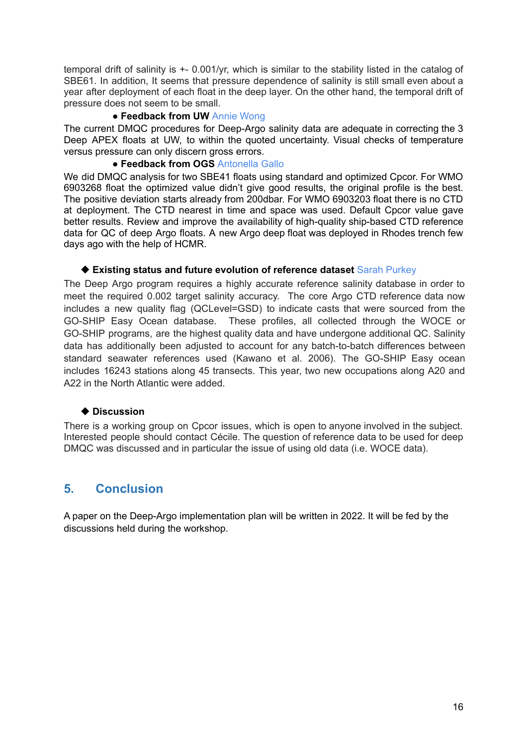temporal drift of salinity is +- 0.001/yr, which is similar to the stability listed in the catalog of SBE61. In addition, It seems that pressure dependence of salinity is still small even about a year after deployment of each float in the deep layer. On the other hand, the temporal drift of pressure does not seem to be small.

- **Feedback from UW** Annie Wong

The current DMQC procedures for Deep-Argo salinity data are adequate in correcting the 3 Deep APEX floats at UW, to within the quoted uncertainty. Visual checks of temperature versus pressure can only discern gross errors.

- **Feedback from OGS** Antonella Gallo

We did DMQC analysis for two SBE41 floats using standard and optimized Cpcor. For WMO 6903268 float the optimized value didn't give good results, the original profile is the best. The positive deviation starts already from 200dbar. For WMO 6903203 float there is no CTD at deployment. The CTD nearest in time and space was used. Default Cpcor value gave better results. Review and improve the availability of high-quality ship-based CTD reference data for QC of deep Argo floats. A new Argo deep float was deployed in Rhodes trench few days ago with the help of HCMR.

◆ **Existing status and future evolution of reference dataset** Sarah Purkey

The Deep Argo program requires a highly accurate reference salinity database in order to meet the required 0.002 target salinity accuracy. The core Argo CTD reference data now includes a new quality flag (QCLevel=GSD) to indicate casts that were sourced from the GO-SHIP Easy Ocean database. These profiles, all collected through the WOCE or GO-SHIP programs, are the highest quality data and have undergone additional QC. Salinity data has additionally been adjusted to account for any batch-to-batch differences between standard seawater references used (Kawano et al. 2006). The GO-SHIP Easy ocean includes 16243 stations along 45 transects. This year, two new occupations along A20 and A22 in the North Atlantic were added.

◆ **Discussion**

There is a working group on Cpcor issues, which is open to anyone involved in the subject. Interested people should contact Cécile. The question of reference data to be used for deep DMQC was discussed and in particular the issue of using old data (i.e. WOCE data).

## 5. Conclusion

A paper on the Deep-Argo implementation plan will be written in 2022. It will be fed by the discussions held during the workshop.